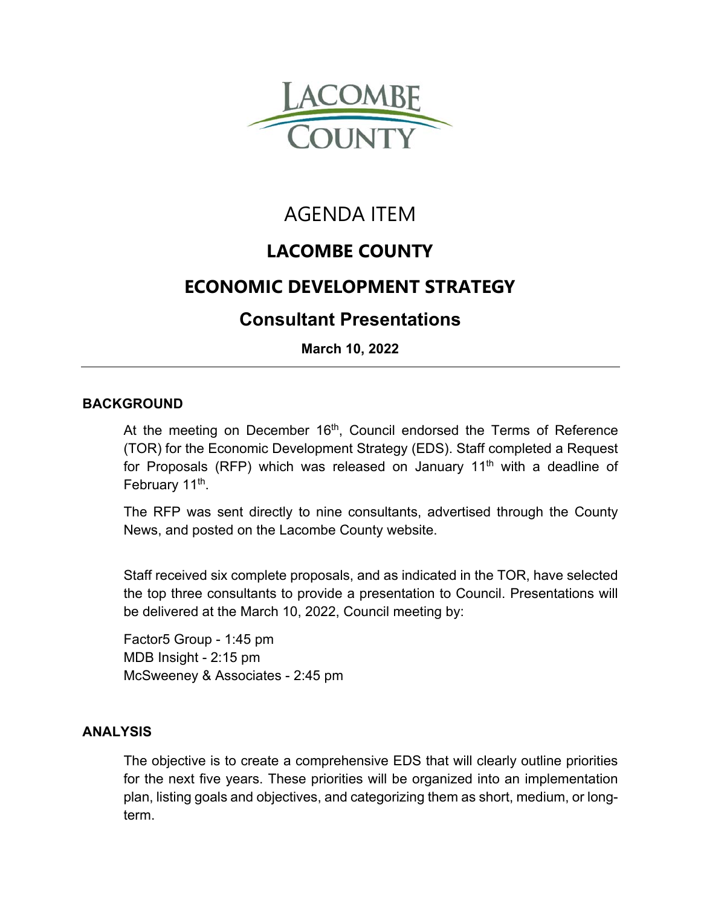LACOMBE COUNTY

# AGENDA ITEM

## LACOMBE COUNTY

## ECONOMIC DEVELOPMENT STRATEGY

## Consultant Presentations

**March 10, 2022**

---

### BACKGROUND

At the meeting on December 16th, Council endorsed the Terms of Reference (TOR) for the Economic Development Strategy (EDS). Staff completed a Request for Proposals (RFP) which was released on January 11th with a deadline of February 11th.

The RFP was sent directly to nine consultants, advertised through the County News, and posted on the Lacombe County website.

Staff received six complete proposals, and as indicated in the TOR, have selected the top three consultants to provide a presentation to Council. Presentations will be delivered at the March 10, 2022, Council meeting by:

Factor5 Group - 1:45 pm
MDB Insight - 2:15 pm
McSweeney & Associates - 2:45 pm

### ANALYSIS

The objective is to create a comprehensive EDS that will clearly outline priorities for the next five years. These priorities will be organized into an implementation plan, listing goals and objectives, and categorizing them as short, medium, or long-term.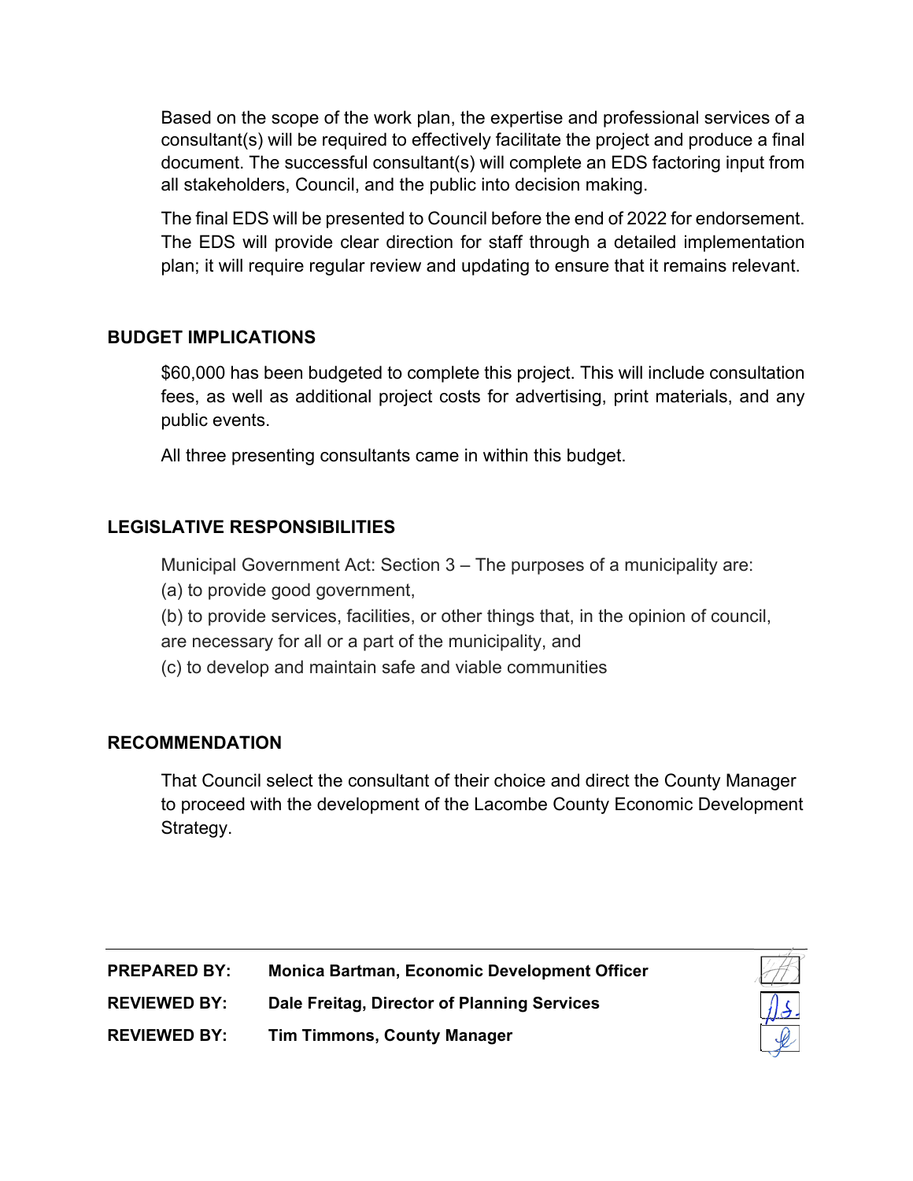Based on the scope of the work plan, the expertise and professional services of a consultant(s) will be required to effectively facilitate the project and produce a final document. The successful consultant(s) will complete an EDS factoring input from all stakeholders, Council, and the public into decision making.

The final EDS will be presented to Council before the end of 2022 for endorsement. The EDS will provide clear direction for staff through a detailed implementation plan; it will require regular review and updating to ensure that it remains relevant.

## BUDGET IMPLICATIONS

$60,000 has been budgeted to complete this project. This will include consultation fees, as well as additional project costs for advertising, print materials, and any public events.

All three presenting consultants came in within this budget.

## LEGISLATIVE RESPONSIBILITIES

Municipal Government Act: Section 3 – The purposes of a municipality are:

(a) to provide good government,

(b) to provide services, facilities, or other things that, in the opinion of council, are necessary for all or a part of the municipality, and

(c) to develop and maintain safe and viable communities

## RECOMMENDATION

That Council select the consultant of their choice and direct the County Manager to proceed with the development of the Lacombe County Economic Development Strategy.

---

| | |
|---|---|
| **PREPARED BY:** | **Monica Bartman, Economic Development Officer** |
| **REVIEWED BY:** | **Dale Freitag, Director of Planning Services** |
| **REVIEWED BY:** | **Tim Timmons, County Manager** |